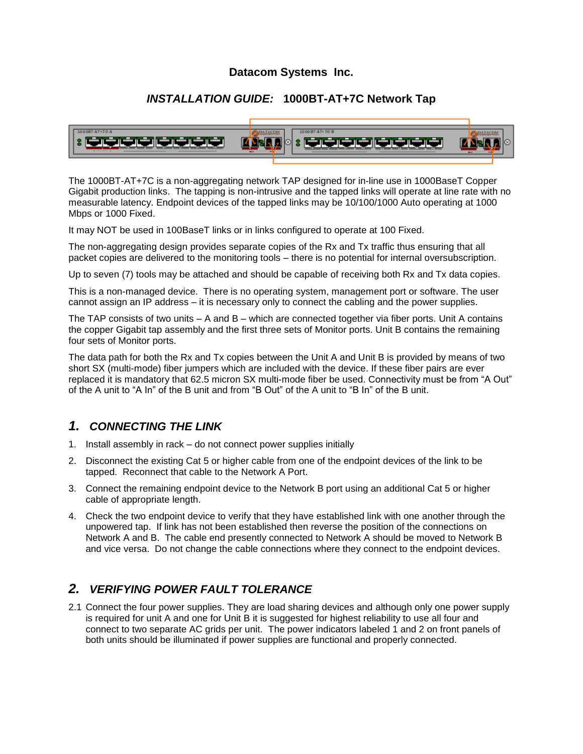**Datacom Systems Inc.**

# *INSTALLATION GUIDE:* 1000BT-AT+7C Network Tap

The 1000BT-AT+7C is a non-aggregating network TAP designed for in-line use in 1000BaseT Copper Gigabit production links. The tapping is non-intrusive and the tapped links will operate at line rate with no measurable latency. Endpoint devices of the tapped links may be 10/100/1000 Auto operating at 1000 Mbps or 1000 Fixed.

It may NOT be used in 100BaseT links or in links configured to operate at 100 Fixed.

The non-aggregating design provides separate copies of the Rx and Tx traffic thus ensuring that all packet copies are delivered to the monitoring tools – there is no potential for internal oversubscription.

Up to seven (7) tools may be attached and should be capable of receiving both Rx and Tx data copies.

This is a non-managed device. There is no operating system, management port or software. The user cannot assign an IP address – it is necessary only to connect the cabling and the power supplies.

The TAP consists of two units – A and B – which are connected together via fiber ports. Unit A contains the copper Gigabit tap assembly and the first three sets of Monitor ports. Unit B contains the remaining four sets of Monitor ports.

The data path for both the Rx and Tx copies between the Unit A and Unit B is provided by means of two short SX (multi-mode) fiber jumpers which are included with the device. If these fiber pairs are ever replaced it is mandatory that 62.5 micron SX multi-mode fiber be used. Connectivity must be from “A Out” of the A unit to “A In” of the B unit and from “B Out” of the A unit to “B In” of the B unit.

## *1. CONNECTING THE LINK*

1. Install assembly in rack – do not connect power supplies initially
2. Disconnect the existing Cat 5 or higher cable from one of the endpoint devices of the link to be tapped. Reconnect that cable to the Network A Port.
3. Connect the remaining endpoint device to the Network B port using an additional Cat 5 or higher cable of appropriate length.
4. Check the two endpoint device to verify that they have established link with one another through the unpowered tap. If link has not been established then reverse the position of the connections on Network A and B. The cable end presently connected to Network A should be moved to Network B and vice versa. Do not change the cable connections where they connect to the endpoint devices.

## *2. VERIFYING POWER FAULT TOLERANCE*

2.1 Connect the four power supplies. They are load sharing devices and although only one power supply is required for unit A and one for Unit B it is suggested for highest reliability to use all four and connect to two separate AC grids per unit. The power indicators labeled 1 and 2 on front panels of both units should be illuminated if power supplies are functional and properly connected.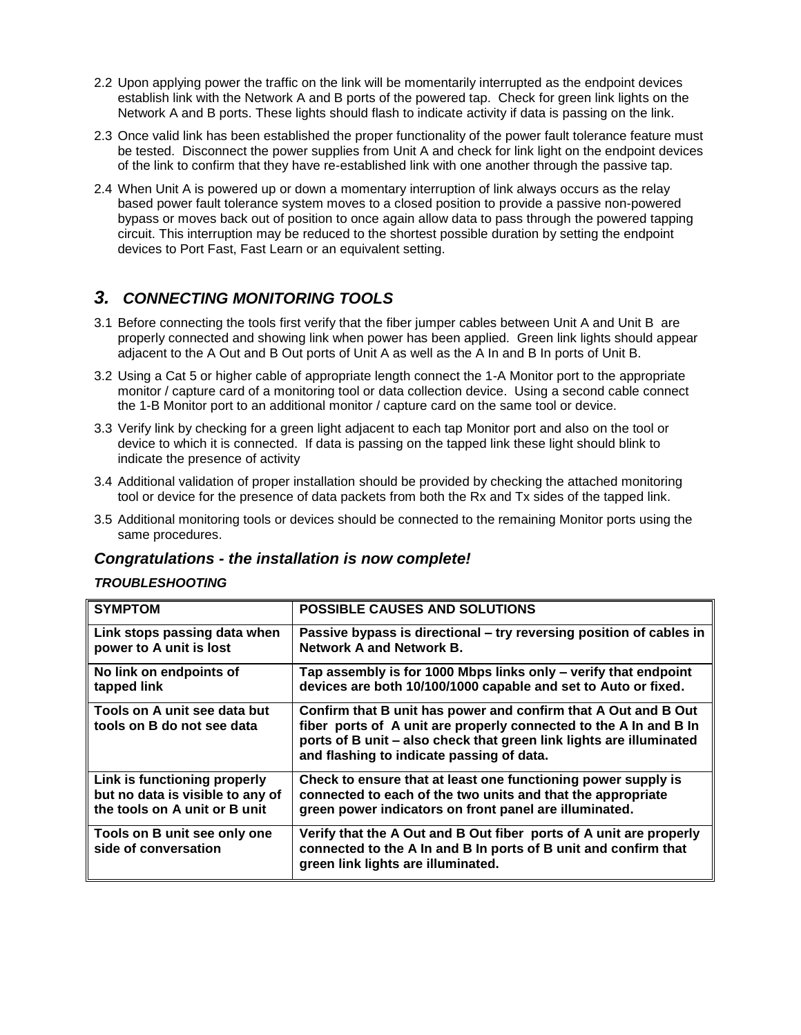2.2 Upon applying power the traffic on the link will be momentarily interrupted as the endpoint devices establish link with the Network A and B ports of the powered tap. Check for green link lights on the Network A and B ports. These lights should flash to indicate activity if data is passing on the link.

2.3 Once valid link has been established the proper functionality of the power fault tolerance feature must be tested. Disconnect the power supplies from Unit A and check for link light on the endpoint devices of the link to confirm that they have re-established link with one another through the passive tap.

2.4 When Unit A is powered up or down a momentary interruption of link always occurs as the relay based power fault tolerance system moves to a closed position to provide a passive non-powered bypass or moves back out of position to once again allow data to pass through the powered tapping circuit. This interruption may be reduced to the shortest possible duration by setting the endpoint devices to Port Fast, Fast Learn or an equivalent setting.

## *3. CONNECTING MONITORING TOOLS*

3.1 Before connecting the tools first verify that the fiber jumper cables between Unit A and Unit B are properly connected and showing link when power has been applied. Green link lights should appear adjacent to the A Out and B Out ports of Unit A as well as the A In and B In ports of Unit B.

3.2 Using a Cat 5 or higher cable of appropriate length connect the 1-A Monitor port to the appropriate monitor / capture card of a monitoring tool or data collection device. Using a second cable connect the 1-B Monitor port to an additional monitor / capture card on the same tool or device.

3.3 Verify link by checking for a green light adjacent to each tap Monitor port and also on the tool or device to which it is connected. If data is passing on the tapped link these light should blink to indicate the presence of activity

3.4 Additional validation of proper installation should be provided by checking the attached monitoring tool or device for the presence of data packets from both the Rx and Tx sides of the tapped link.

3.5 Additional monitoring tools or devices should be connected to the remaining Monitor ports using the same procedures.

### *Congratulations - the installation is now complete!*

***TROUBLESHOOTING***

| SYMPTOM | POSSIBLE CAUSES AND SOLUTIONS |
|---|---|
| **Link stops passing data when power to A unit is lost** | **Passive bypass is directional – try reversing position of cables in Network A and Network B.** |
| **No link on endpoints of tapped link** | **Tap assembly is for 1000 Mbps links only – verify that endpoint devices are both 10/100/1000 capable and set to Auto or fixed.** |
| **Tools on A unit see data but tools on B do not see data** | **Confirm that B unit has power and confirm that A Out and B Out fiber ports of A unit are properly connected to the A In and B In ports of B unit – also check that green link lights are illuminated and flashing to indicate passing of data.** |
| **Link is functioning properly but no data is visible to any of the tools on A unit or B unit** | **Check to ensure that at least one functioning power supply is connected to each of the two units and that the appropriate green power indicators on front panel are illuminated.** |
| **Tools on B unit see only one side of conversation** | **Verify that the A Out and B Out fiber ports of A unit are properly connected to the A In and B In ports of B unit and confirm that green link lights are illuminated.** |